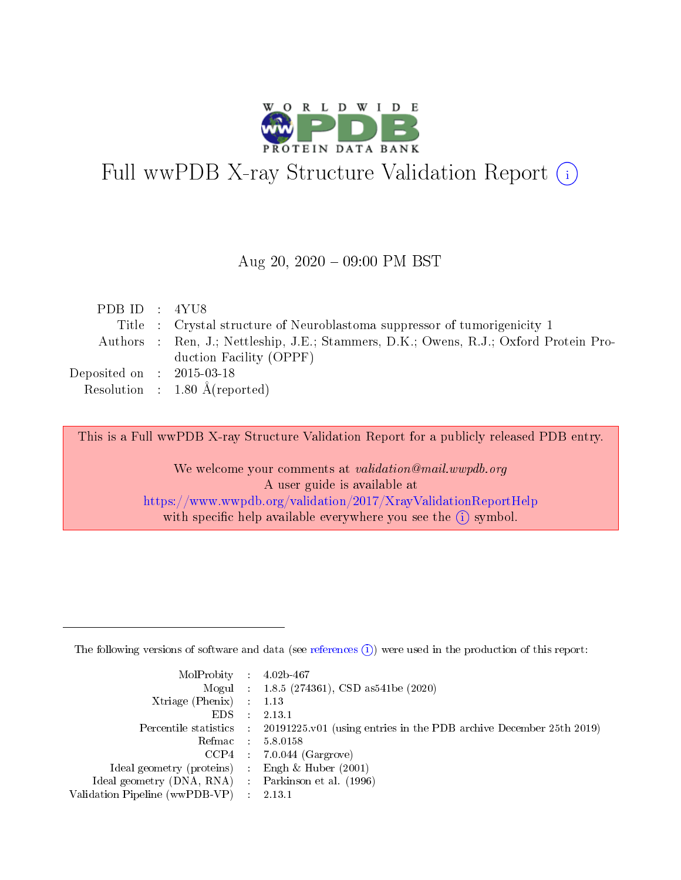# Full wwPDB X-ray Structure Validation Report (i)

Aug 20, 2020 – 09:00 PM BST

| | | |
|---|---|---|
| PDB ID | : | 4YU8 |
| Title | : | Crystal structure of Neuroblastoma suppressor of tumorigenicity 1 |
| Authors | : | Ren, J.; Nettleship, J.E.; Stammers, D.K.; Owens, R.J.; Oxford Protein Production Facility (OPPF) |
| Deposited on | : | 2015-03-18 |
| Resolution | : | 1.80 Å(reported) |

This is a Full wwPDB X-ray Structure Validation Report for a publicly released PDB entry.

We welcome your comments at *validation@mail.wwpdb.org*
A user guide is available at
https://www.wwpdb.org/validation/2017/XrayValidationReportHelp
with specific help available everywhere you see the (i) symbol.

---

The following versions of software and data (see references (i)) were used in the production of this report:

| | | |
|---|---|---|
| MolProbity | : | 4.02b-467 |
| Mogul | : | 1.8.5 (274361), CSD as541be (2020) |
| Xtriage (Phenix) | : | 1.13 |
| EDS | : | 2.13.1 |
| Percentile statistics | : | 20191225.v01 (using entries in the PDB archive December 25th 2019) |
| Refmac | : | 5.8.0158 |
| CCP4 | : | 7.0.044 (Gargrove) |
| Ideal geometry (proteins) | : | Engh & Huber (2001) |
| Ideal geometry (DNA, RNA) | : | Parkinson et al. (1996) |
| Validation Pipeline (wwPDB-VP) | : | 2.13.1 |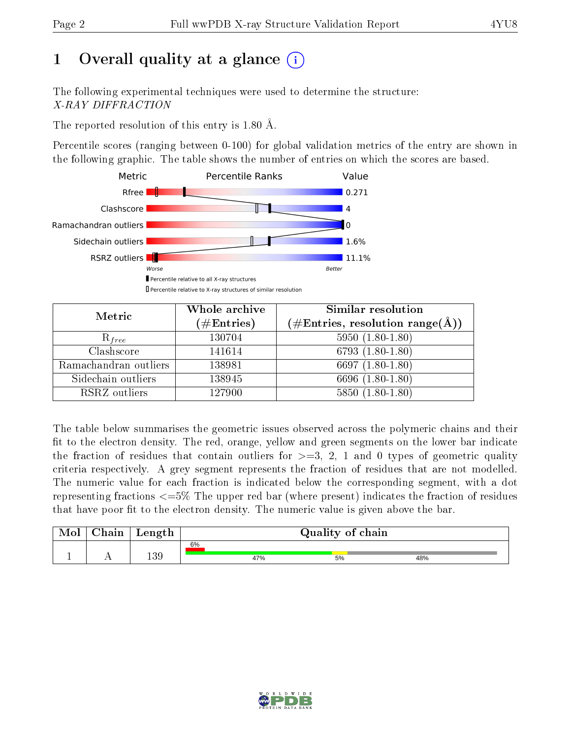# 1 Overall quality at a glance

The following experimental techniques were used to determine the structure:
*X-RAY DIFFRACTION*

The reported resolution of this entry is 1.80 Å.

Percentile scores (ranging between 0-100) for global validation metrics of the entry are shown in the following graphic. The table shows the number of entries on which the scores are based.

| Metric | Value |
|---|---|
| Rfree | 0.271 |
| Clashscore | 4 |
| Ramachandran outliers | 0 |
| Sidechain outliers | 1.6% |
| RSRZ outliers | 11.1% |

Worse — Better

▮ Percentile relative to all X-ray structures
▯ Percentile relative to X-ray structures of similar resolution

| Metric | Whole archive (#Entries) | Similar resolution (#Entries, resolution range(Å)) |
|---|---|---|
| $R_{free}$ | 130704 | 5950 (1.80-1.80) |
| Clashscore | 141614 | 6793 (1.80-1.80) |
| Ramachandran outliers | 138981 | 6697 (1.80-1.80) |
| Sidechain outliers | 138945 | 6696 (1.80-1.80) |
| RSRZ outliers | 127900 | 5850 (1.80-1.80) |

The table below summarises the geometric issues observed across the polymeric chains and their fit to the electron density. The red, orange, yellow and green segments on the lower bar indicate the fraction of residues that contain outliers for >=3, 2, 1 and 0 types of geometric quality criteria respectively. A grey segment represents the fraction of residues that are not modelled. The numeric value for each fraction is indicated below the corresponding segment, with a dot representing fractions <=5% The upper red bar (where present) indicates the fraction of residues that have poor fit to the electron density. The numeric value is given above the bar.

| Mol | Chain | Length | Quality of chain |
|---|---|---|---|
| 1 | A | 139 | 6% (poor fit); 47% green, 5% yellow, 48% grey |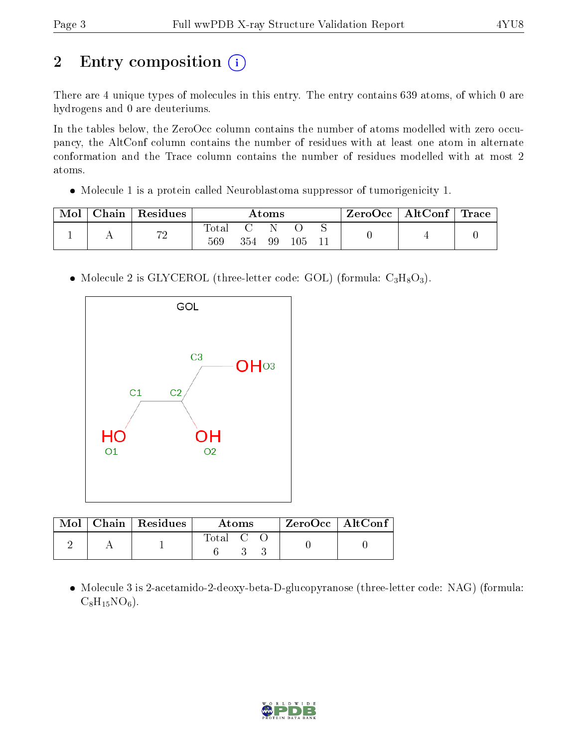# 2 Entry composition (i)

There are 4 unique types of molecules in this entry. The entry contains 639 atoms, of which 0 are hydrogens and 0 are deuteriums.

In the tables below, the ZeroOcc column contains the number of atoms modelled with zero occupancy, the AltConf column contains the number of residues with at least one atom in alternate conformation and the Trace column contains the number of residues modelled with at most 2 atoms.

- Molecule 1 is a protein called Neuroblastoma suppressor of tumorigenicity 1.

| Mol | Chain | Residues | Atoms | | | | | ZeroOcc | AltConf | Trace |
|---|---|---|---|---|---|---|---|---|---|---|
| | | | Total | C | N | O | S | | | |
| 1 | A | 72 | 569 | 354 | 99 | 105 | 11 | 0 | 4 | 0 |

- Molecule 2 is GLYCEROL (three-letter code: GOL) (formula: $C_3H_8O_3$).

| Mol | Chain | Residues | Atoms | | | ZeroOcc | AltConf |
|---|---|---|---|---|---|---|---|
| | | | Total | C | O | | |
| 2 | A | 1 | 6 | 3 | 3 | 0 | 0 |

- Molecule 3 is 2-acetamido-2-deoxy-beta-D-glucopyranose (three-letter code: NAG) (formula: $C_8H_{15}NO_6$).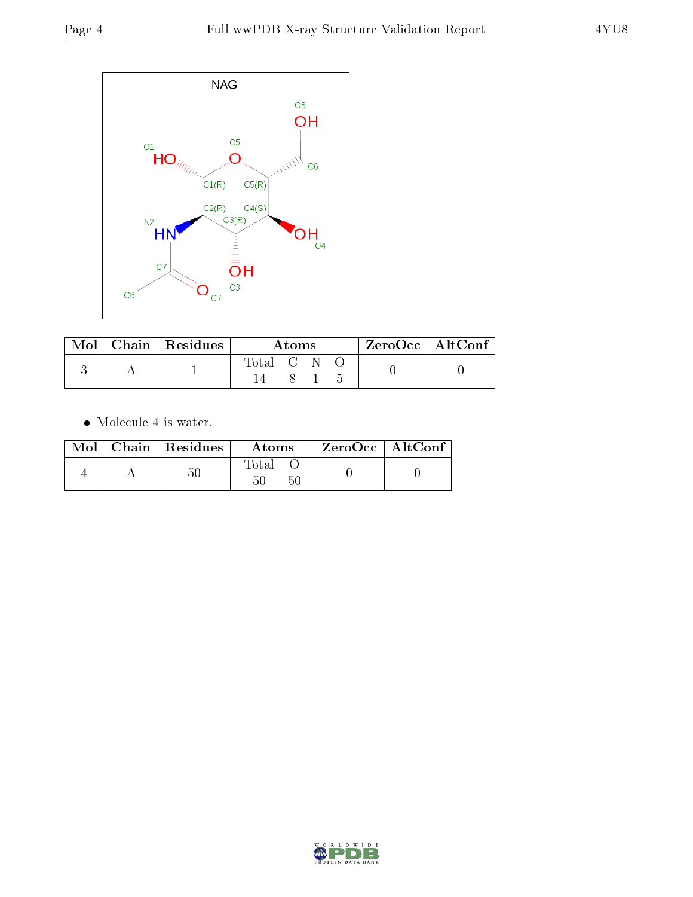| Mol | Chain | Residues | Atoms | | | | ZeroOcc | AltConf |
|---|---|---|---|---|---|---|---|---|
| | | | Total | C | N | O | | |
| 3 | A | 1 | 14 | 8 | 1 | 5 | 0 | 0 |

- Molecule 4 is water.

| Mol | Chain | Residues | Atoms | | ZeroOcc | AltConf |
|---|---|---|---|---|---|---|
| | | | Total | O | | |
| 4 | A | 50 | 50 | 50 | 0 | 0 |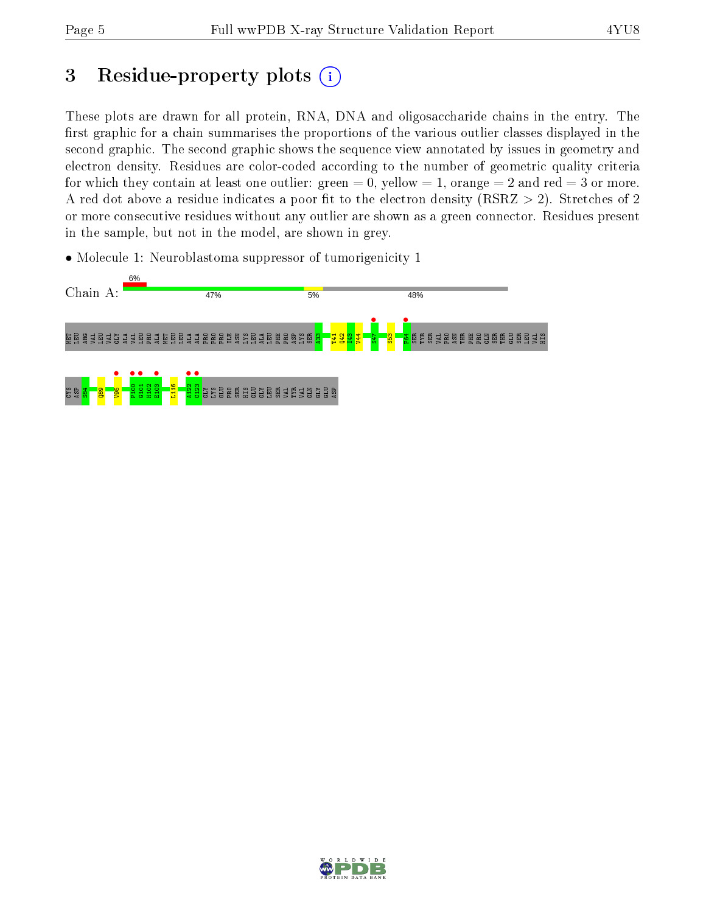# 3 Residue-property plots

These plots are drawn for all protein, RNA, DNA and oligosaccharide chains in the entry. The first graphic for a chain summarises the proportions of the various outlier classes displayed in the second graphic. The second graphic shows the sequence view annotated by issues in geometry and electron density. Residues are color-coded according to the number of geometric quality criteria for which they contain at least one outlier: green = 0, yellow = 1, orange = 2 and red = 3 or more. A red dot above a residue indicates a poor fit to the electron density (RSRZ > 2). Stretches of 2 or more consecutive residues without any outlier are shown as a green connector. Residues present in the sample, but not in the model, are shown in grey.

- Molecule 1: Neuroblastoma suppressor of tumorigenicity 1

Chain A: 6% | 47% | 5% | 48%

MET LEU ARG VAL LEU VAL GLY ALA VAL LEU PRO ALA MET LEU LEU ALA ALA PRO PRO PRO ILE ASN LYS LEU ALA LEU PHE PRO ASP LYS SER A33 T41 Q42 I43 V44 S47 S53 F64 SER TYR SER VAL PRO ASN THR PHE PRO GLN SER THR GLU SER LEU VAL HIS

CYS ASP S84 Q89 V95 F100 G101 H102 E103 L116 A122 C123 GLY LYS GLU PRO SER HIS GLU GLY LEU SER VAL TYR VAL GLN GLY GLU ASP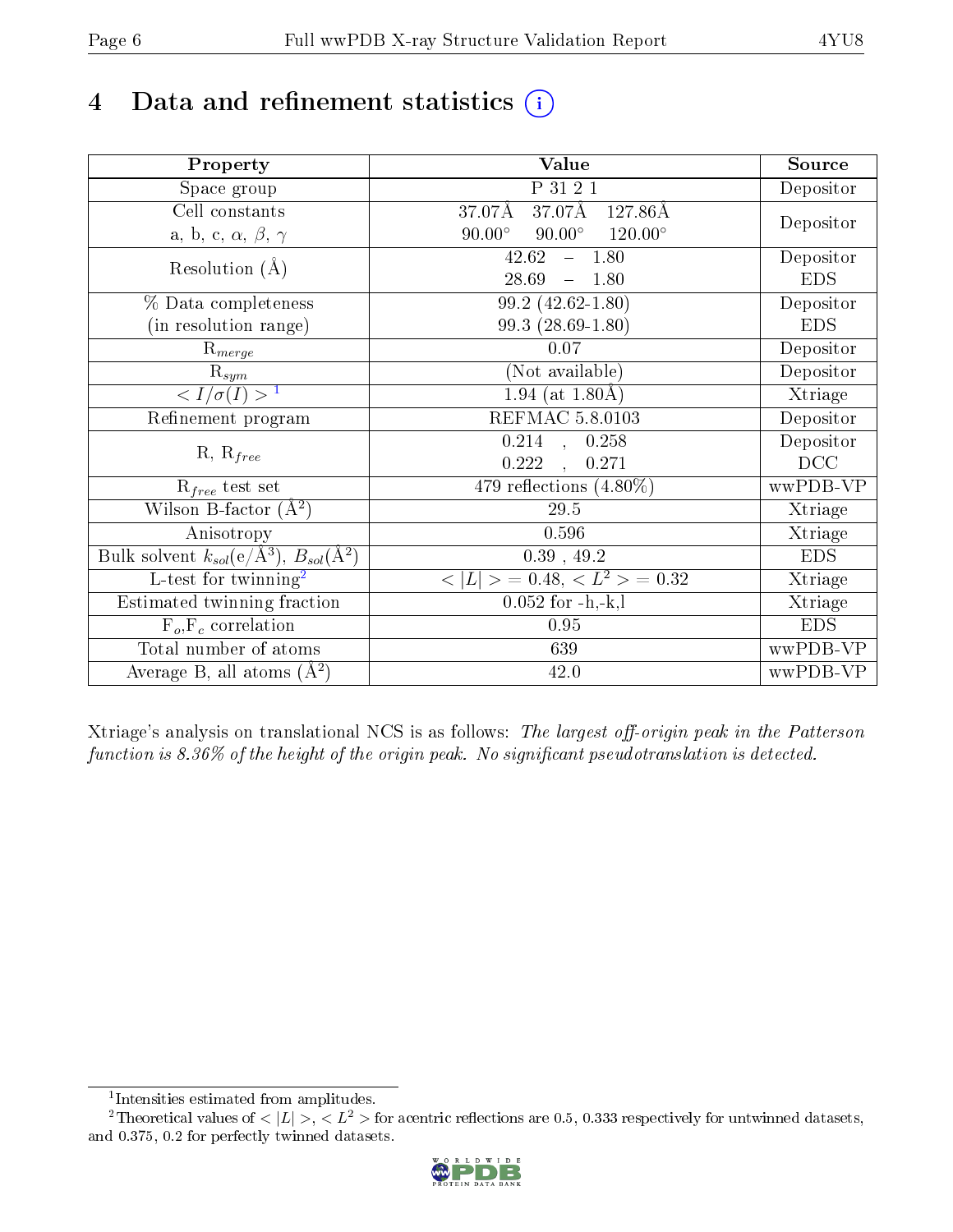# 4 Data and refinement statistics

| Property | Value | Source |
|---|---|---|
| Space group | P 31 2 1 | Depositor |
| Cell constants<br>a, b, c, $\alpha$, $\beta$, $\gamma$ | 37.07Å 37.07Å 127.86Å<br>90.00° 90.00° 120.00° | Depositor |
| Resolution (Å) | 42.62 – 1.80<br>28.69 – 1.80 | Depositor<br>EDS |
| % Data completeness<br>(in resolution range) | 99.2 (42.62-1.80)<br>99.3 (28.69-1.80) | Depositor<br>EDS |
| $R_{merge}$ | 0.07 | Depositor |
| $R_{sym}$ | (Not available) | Depositor |
| $< I/\sigma(I) >$ [1] | 1.94 (at 1.80Å) | Xtriage |
| Refinement program | REFMAC 5.8.0103 | Depositor |
| R, $R_{free}$ | 0.214 , 0.258<br>0.222 , 0.271 | Depositor<br>DCC |
| $R_{free}$ test set | 479 reflections (4.80%) | wwPDB-VP |
| Wilson B-factor (Å$^2$) | 29.5 | Xtriage |
| Anisotropy | 0.596 | Xtriage |
| Bulk solvent $k_{sol}$(e/Å$^3$), $B_{sol}$(Å$^2$) | 0.39 , 49.2 | EDS |
| L-test for twinning[2] | $< \|L\| >$ = 0.48, $< L^2 >$ = 0.32 | Xtriage |
| Estimated twinning fraction | 0.052 for -h,-k,l | Xtriage |
| $F_o$,$F_c$ correlation | 0.95 | EDS |
| Total number of atoms | 639 | wwPDB-VP |
| Average B, all atoms (Å$^2$) | 42.0 | wwPDB-VP |

Xtriage's analysis on translational NCS is as follows: *The largest off-origin peak in the Patterson function is 8.36% of the height of the origin peak. No significant pseudotranslation is detected.*

[1] Intensities estimated from amplitudes.

[2] Theoretical values of $< |L| >$, $< L^2 >$ for acentric reflections are 0.5, 0.333 respectively for untwinned datasets, and 0.375, 0.2 for perfectly twinned datasets.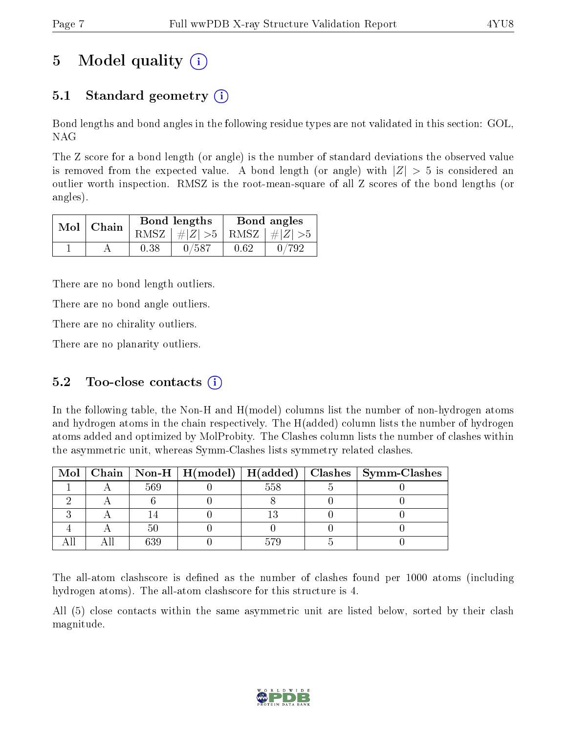# 5 Model quality (i)

## 5.1 Standard geometry (i)

Bond lengths and bond angles in the following residue types are not validated in this section: GOL, NAG

The Z score for a bond length (or angle) is the number of standard deviations the observed value is removed from the expected value. A bond length (or angle) with $|Z| > 5$ is considered an outlier worth inspection. RMSZ is the root-mean-square of all Z scores of the bond lengths (or angles).

| Mol | Chain | Bond lengths | | Bond angles | |
|---|---|---|---|---|---|
| | | RMSZ | $\#\|Z\| > 5$ | RMSZ | $\#\|Z\| > 5$ |
| 1 | A | 0.38 | 0/587 | 0.62 | 0/792 |

There are no bond length outliers.

There are no bond angle outliers.

There are no chirality outliers.

There are no planarity outliers.

## 5.2 Too-close contacts (i)

In the following table, the Non-H and H(model) columns list the number of non-hydrogen atoms and hydrogen atoms in the chain respectively. The H(added) column lists the number of hydrogen atoms added and optimized by MolProbity. The Clashes column lists the number of clashes within the asymmetric unit, whereas Symm-Clashes lists symmetry related clashes.

| Mol | Chain | Non-H | H(model) | H(added) | Clashes | Symm-Clashes |
|---|---|---|---|---|---|---|
| 1 | A | 569 | 0 | 558 | 5 | 0 |
| 2 | A | 6 | 0 | 8 | 0 | 0 |
| 3 | A | 14 | 0 | 13 | 0 | 0 |
| 4 | A | 50 | 0 | 0 | 0 | 0 |
| All | All | 639 | 0 | 579 | 5 | 0 |

The all-atom clashscore is defined as the number of clashes found per 1000 atoms (including hydrogen atoms). The all-atom clashscore for this structure is 4.

All (5) close contacts within the same asymmetric unit are listed below, sorted by their clash magnitude.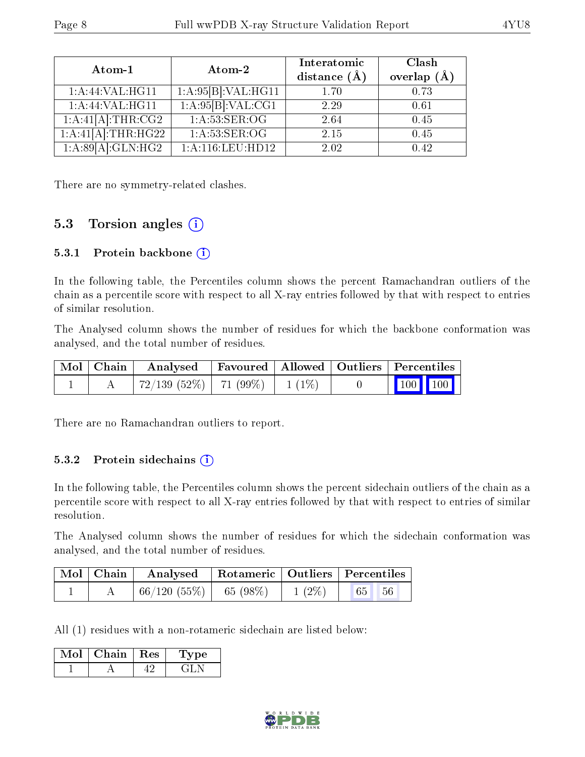| Atom-1 | Atom-2 | Interatomic distance (Å) | Clash overlap (Å) |
|---|---|---|---|
| 1:A:44:VAL:HG11 | 1:A:95[B]:VAL:HG11 | 1.70 | 0.73 |
| 1:A:44:VAL:HG11 | 1:A:95[B]:VAL:CG1 | 2.29 | 0.61 |
| 1:A:41[A]:THR:CG2 | 1:A:53:SER:OG | 2.64 | 0.45 |
| 1:A:41[A]:THR:HG22 | 1:A:53:SER:OG | 2.15 | 0.45 |
| 1:A:89[A]:GLN:HG2 | 1:A:116:LEU:HD12 | 2.02 | 0.42 |

There are no symmetry-related clashes.

## 5.3 Torsion angles

### 5.3.1 Protein backbone

In the following table, the Percentiles column shows the percent Ramachandran outliers of the chain as a percentile score with respect to all X-ray entries followed by that with respect to entries of similar resolution.

The Analysed column shows the number of residues for which the backbone conformation was analysed, and the total number of residues.

| Mol | Chain | Analysed | Favoured | Allowed | Outliers | Percentiles |
|---|---|---|---|---|---|---|
| 1 | A | 72/139 (52%) | 71 (99%) | 1 (1%) | 0 | 100 100 |

There are no Ramachandran outliers to report.

### 5.3.2 Protein sidechains

In the following table, the Percentiles column shows the percent sidechain outliers of the chain as a percentile score with respect to all X-ray entries followed by that with respect to entries of similar resolution.

The Analysed column shows the number of residues for which the sidechain conformation was analysed, and the total number of residues.

| Mol | Chain | Analysed | Rotameric | Outliers | Percentiles |
|---|---|---|---|---|---|
| 1 | A | 66/120 (55%) | 65 (98%) | 1 (2%) | 65 56 |

All (1) residues with a non-rotameric sidechain are listed below:

| Mol | Chain | Res | Type |
|---|---|---|---|
| 1 | A | 42 | GLN |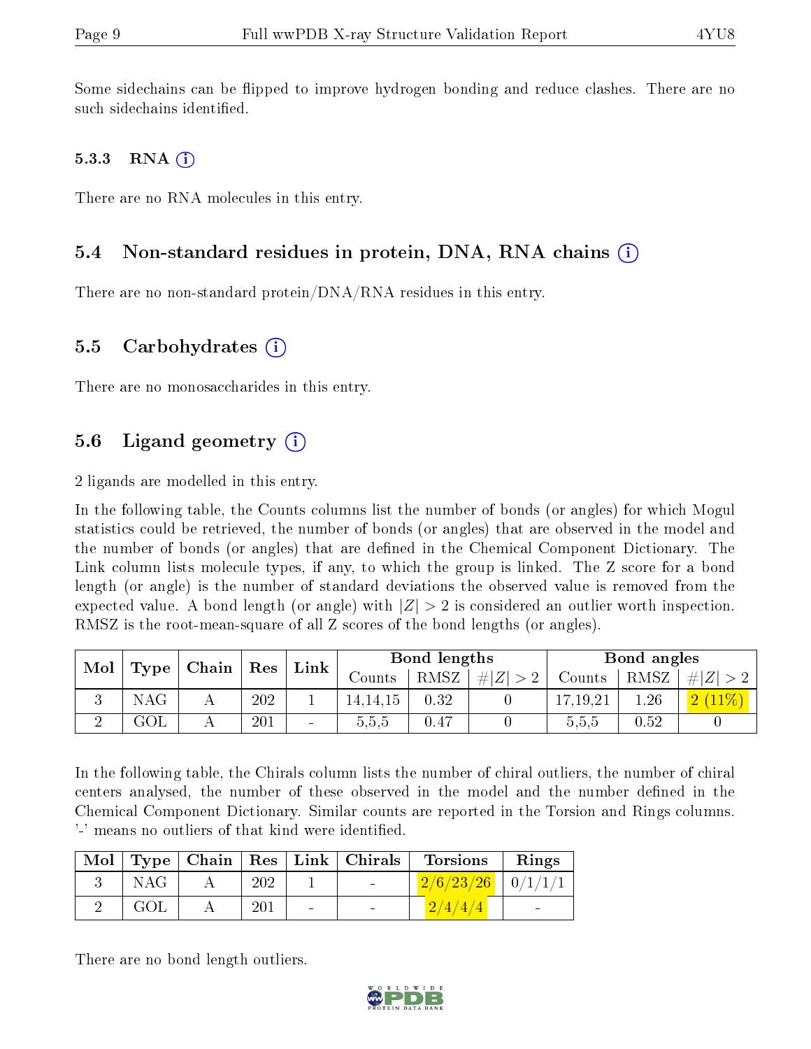Some sidechains can be flipped to improve hydrogen bonding and reduce clashes. There are no such sidechains identified.

### 5.3.3 RNA

There are no RNA molecules in this entry.

## 5.4 Non-standard residues in protein, DNA, RNA chains

There are no non-standard protein/DNA/RNA residues in this entry.

## 5.5 Carbohydrates

There are no monosaccharides in this entry.

## 5.6 Ligand geometry

2 ligands are modelled in this entry.

In the following table, the Counts columns list the number of bonds (or angles) for which Mogul statistics could be retrieved, the number of bonds (or angles) that are observed in the model and the number of bonds (or angles) that are defined in the Chemical Component Dictionary. The Link column lists molecule types, if any, to which the group is linked. The Z score for a bond length (or angle) is the number of standard deviations the observed value is removed from the expected value. A bond length (or angle) with $|Z| > 2$ is considered an outlier worth inspection. RMSZ is the root-mean-square of all Z scores of the bond lengths (or angles).

| Mol | Type | Chain | Res | Link | Bond lengths | | | Bond angles | | |
|---|---|---|---|---|---|---|---|---|---|---|
| | | | | | Counts | RMSZ | $\#\|Z\| > 2$ | Counts | RMSZ | $\#\|Z\| > 2$ |
| 3 | NAG | A | 202 | 1 | 14,14,15 | 0.32 | 0 | 17,19,21 | 1.26 | 2 (11%) |
| 2 | GOL | A | 201 | - | 5,5,5 | 0.47 | 0 | 5,5,5 | 0.52 | 0 |

In the following table, the Chirals column lists the number of chiral outliers, the number of chiral centers analysed, the number of these observed in the model and the number defined in the Chemical Component Dictionary. Similar counts are reported in the Torsion and Rings columns. '-' means no outliers of that kind were identified.

| Mol | Type | Chain | Res | Link | Chirals | Torsions | Rings |
|---|---|---|---|---|---|---|---|
| 3 | NAG | A | 202 | 1 | - | 2/6/23/26 | 0/1/1/1 |
| 2 | GOL | A | 201 | - | - | 2/4/4/4 | - |

There are no bond length outliers.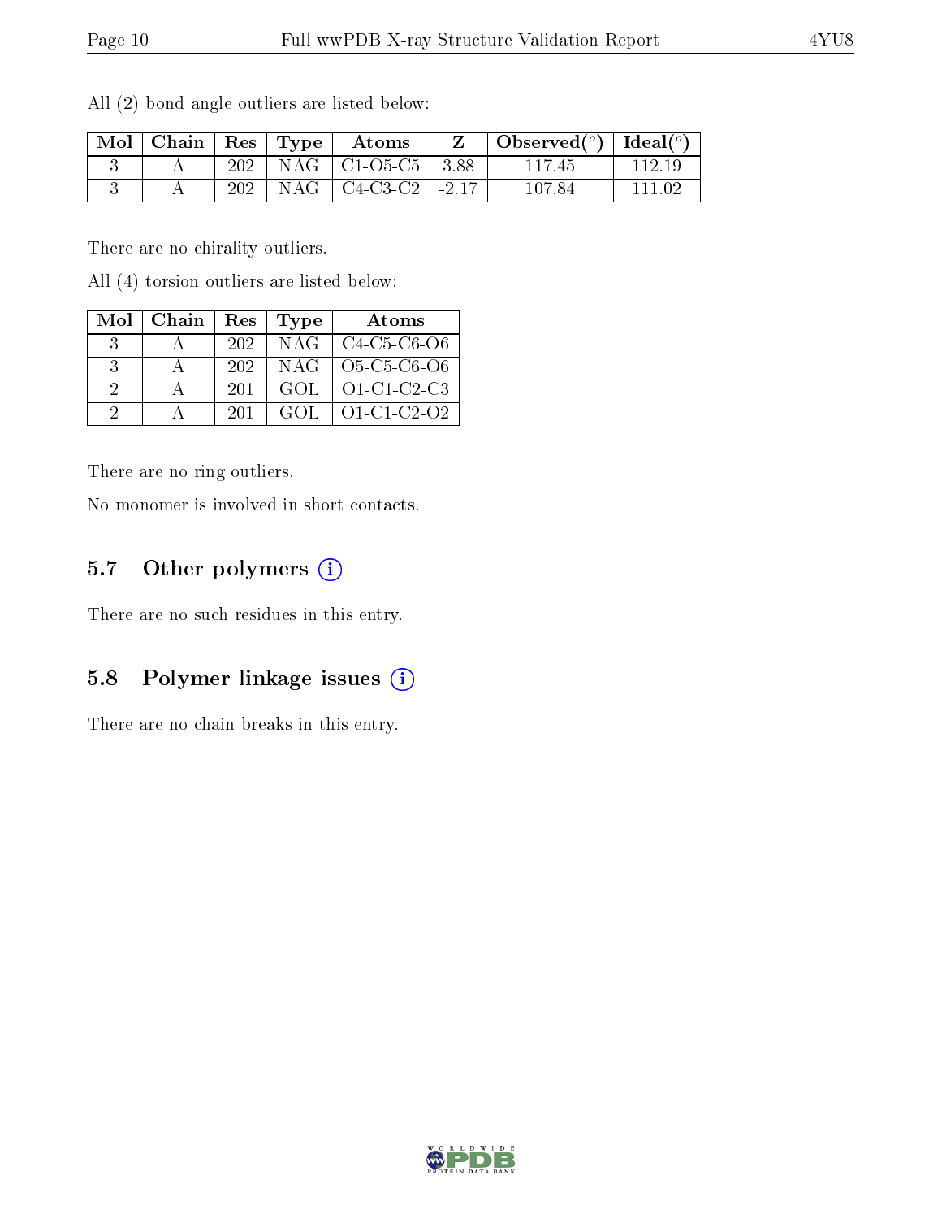All (2) bond angle outliers are listed below:

| Mol | Chain | Res | Type | Atoms | Z | Observed(°) | Ideal(°) |
|---|---|---|---|---|---|---|---|
| 3 | A | 202 | NAG | C1-O5-C5 | 3.88 | 117.45 | 112.19 |
| 3 | A | 202 | NAG | C4-C3-C2 | -2.17 | 107.84 | 111.02 |

There are no chirality outliers.

All (4) torsion outliers are listed below:

| Mol | Chain | Res | Type | Atoms |
|---|---|---|---|---|
| 3 | A | 202 | NAG | C4-C5-C6-O6 |
| 3 | A | 202 | NAG | O5-C5-C6-O6 |
| 2 | A | 201 | GOL | O1-C1-C2-C3 |
| 2 | A | 201 | GOL | O1-C1-C2-O2 |

There are no ring outliers.

No monomer is involved in short contacts.

## 5.7 Other polymers

There are no such residues in this entry.

## 5.8 Polymer linkage issues

There are no chain breaks in this entry.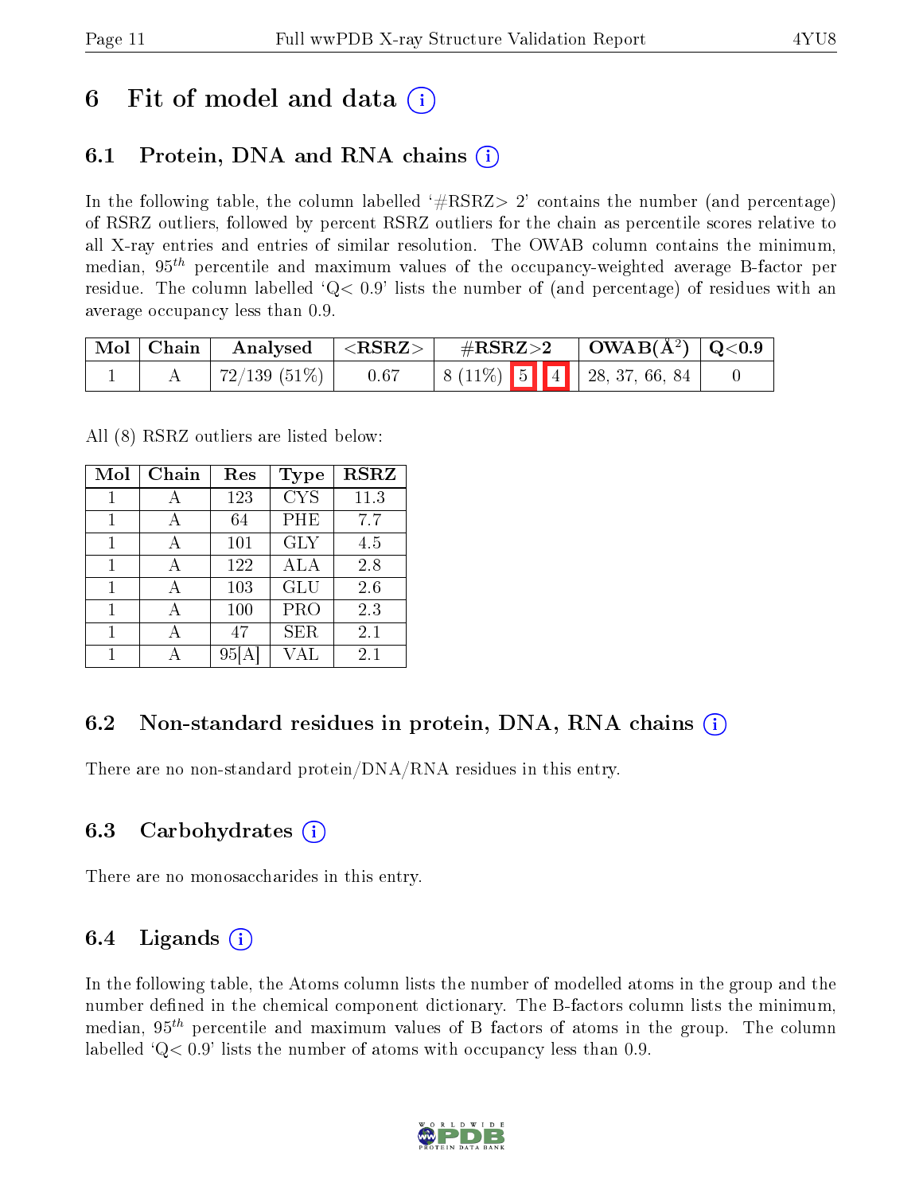# 6 Fit of model and data (i)

## 6.1 Protein, DNA and RNA chains (i)

In the following table, the column labelled '#RSRZ> 2' contains the number (and percentage) of RSRZ outliers, followed by percent RSRZ outliers for the chain as percentile scores relative to all X-ray entries and entries of similar resolution. The OWAB column contains the minimum, median, $95^{th}$ percentile and maximum values of the occupancy-weighted average B-factor per residue. The column labelled 'Q< 0.9' lists the number of (and percentage) of residues with an average occupancy less than 0.9.

| Mol | Chain | Analysed | <RSRZ> | #RSRZ>2 | OWAB(Å$^2$) | Q<0.9 |
|---|---|---|---|---|---|---|
| 1 | A | 72/139 (51%) | 0.67 | 8 (11%) 5 4 | 28, 37, 66, 84 | 0 |

All (8) RSRZ outliers are listed below:

| Mol | Chain | Res | Type | RSRZ |
|---|---|---|---|---|
| 1 | A | 123 | CYS | 11.3 |
| 1 | A | 64 | PHE | 7.7 |
| 1 | A | 101 | GLY | 4.5 |
| 1 | A | 122 | ALA | 2.8 |
| 1 | A | 103 | GLU | 2.6 |
| 1 | A | 100 | PRO | 2.3 |
| 1 | A | 47 | SER | 2.1 |
| 1 | A | 95[A] | VAL | 2.1 |

## 6.2 Non-standard residues in protein, DNA, RNA chains (i)

There are no non-standard protein/DNA/RNA residues in this entry.

## 6.3 Carbohydrates (i)

There are no monosaccharides in this entry.

## 6.4 Ligands (i)

In the following table, the Atoms column lists the number of modelled atoms in the group and the number defined in the chemical component dictionary. The B-factors column lists the minimum, median, $95^{th}$ percentile and maximum values of B factors of atoms in the group. The column labelled 'Q< 0.9' lists the number of atoms with occupancy less than 0.9.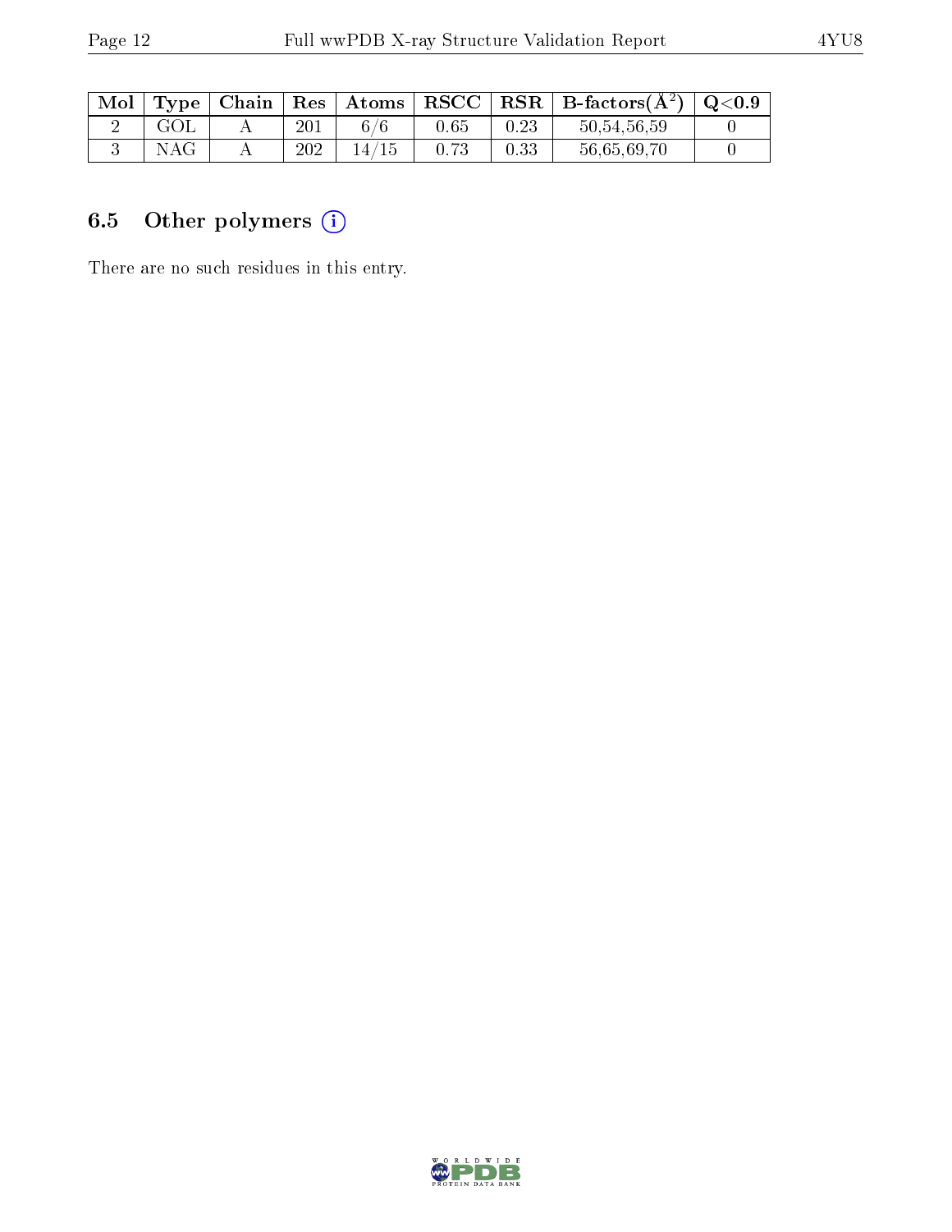| Mol | Type | Chain | Res | Atoms | RSCC | RSR | B-factors($Å^2$) | Q<0.9 |
|---|---|---|---|---|---|---|---|---|
| 2 | GOL | A | 201 | 6/6 | 0.65 | 0.23 | 50,54,56,59 | 0 |
| 3 | NAG | A | 202 | 14/15 | 0.73 | 0.33 | 56,65,69,70 | 0 |

### 6.5 Other polymers (i)

There are no such residues in this entry.